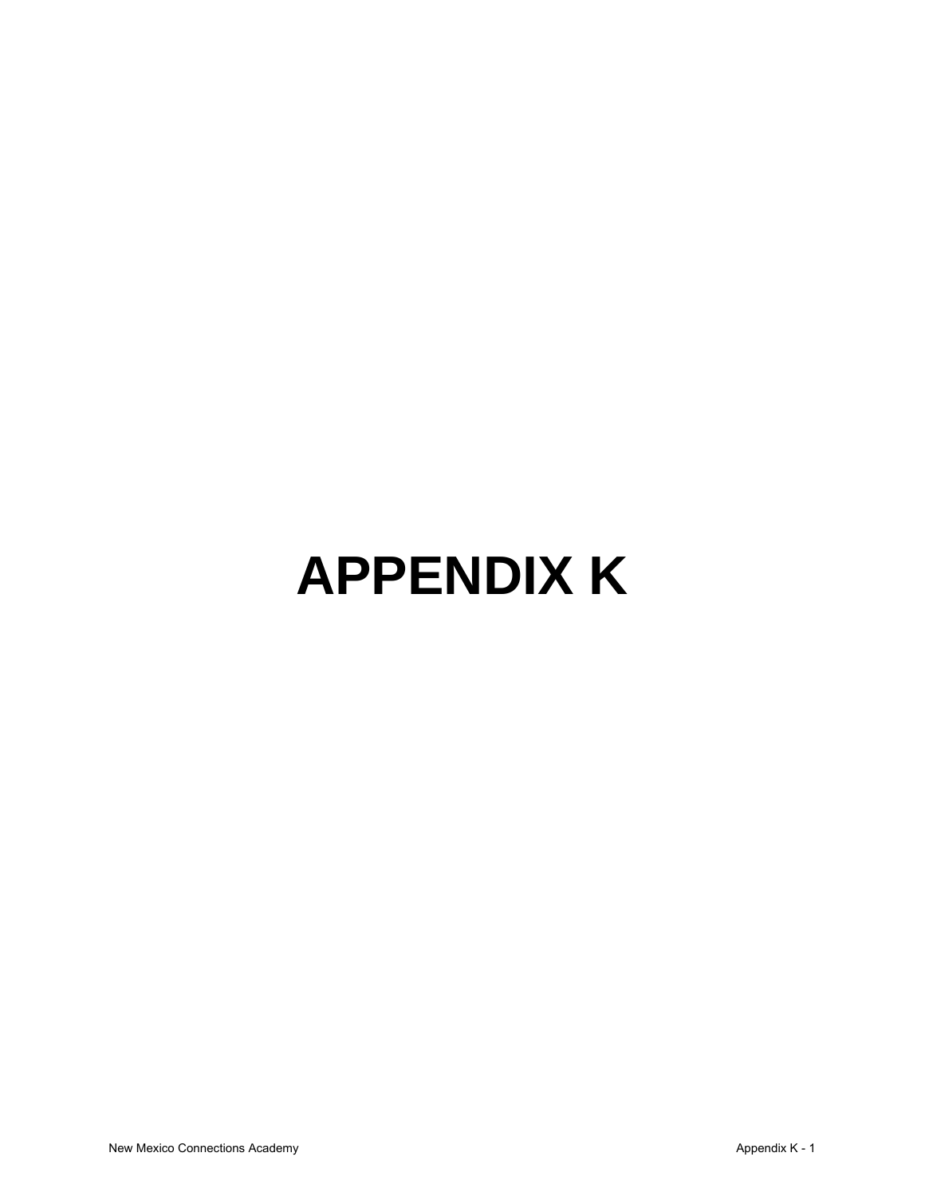# APPENDIX K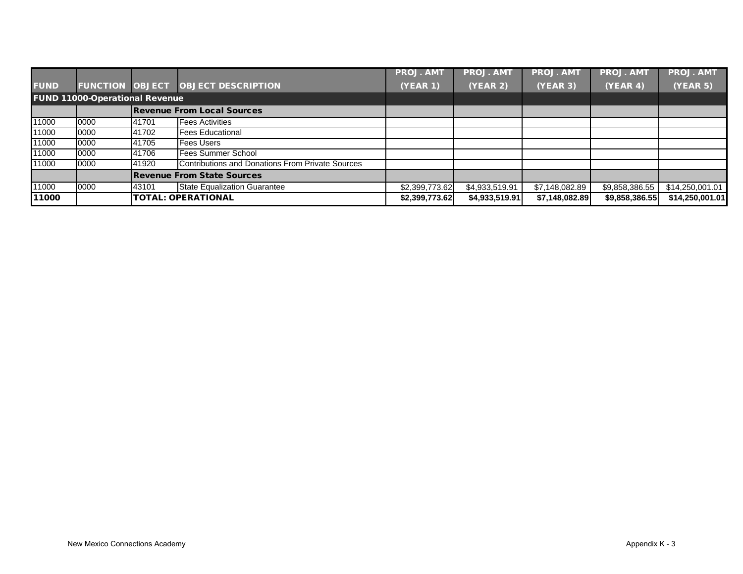| FUND | FUNCTION | OBJECT | OBJECT DESCRIPTION | PROJ. AMT (YEAR 1) | PROJ. AMT (YEAR 2) | PROJ. AMT (YEAR 3) | PROJ. AMT (YEAR 4) | PROJ. AMT (YEAR 5) |
|---|---|---|---|---|---|---|---|---|
| **FUND 11000-Operational Revenue** | | | | | | | | |
| | | **Revenue From Local Sources** | | | | | | |
| 11000 | 0000 | 41701 | Fees Activities | | | | | |
| 11000 | 0000 | 41702 | Fees Educational | | | | | |
| 11000 | 0000 | 41705 | Fees Users | | | | | |
| 11000 | 0000 | 41706 | Fees Summer School | | | | | |
| 11000 | 0000 | 41920 | Contributions and Donations From Private Sources | | | | | |
| | | **Revenue From State Sources** | | | | | | |
| 11000 | 0000 | 43101 | State Equalization Guarantee | $2,399,773.62 | $4,933,519.91 | $7,148,082.89 | $9,858,386.55 | $14,250,001.01 |
| **11000** | | **TOTAL: OPERATIONAL** | | **$2,399,773.62** | **$4,933,519.91** | **$7,148,082.89** | **$9,858,386.55** | **$14,250,001.01** |

New Mexico Connections Academy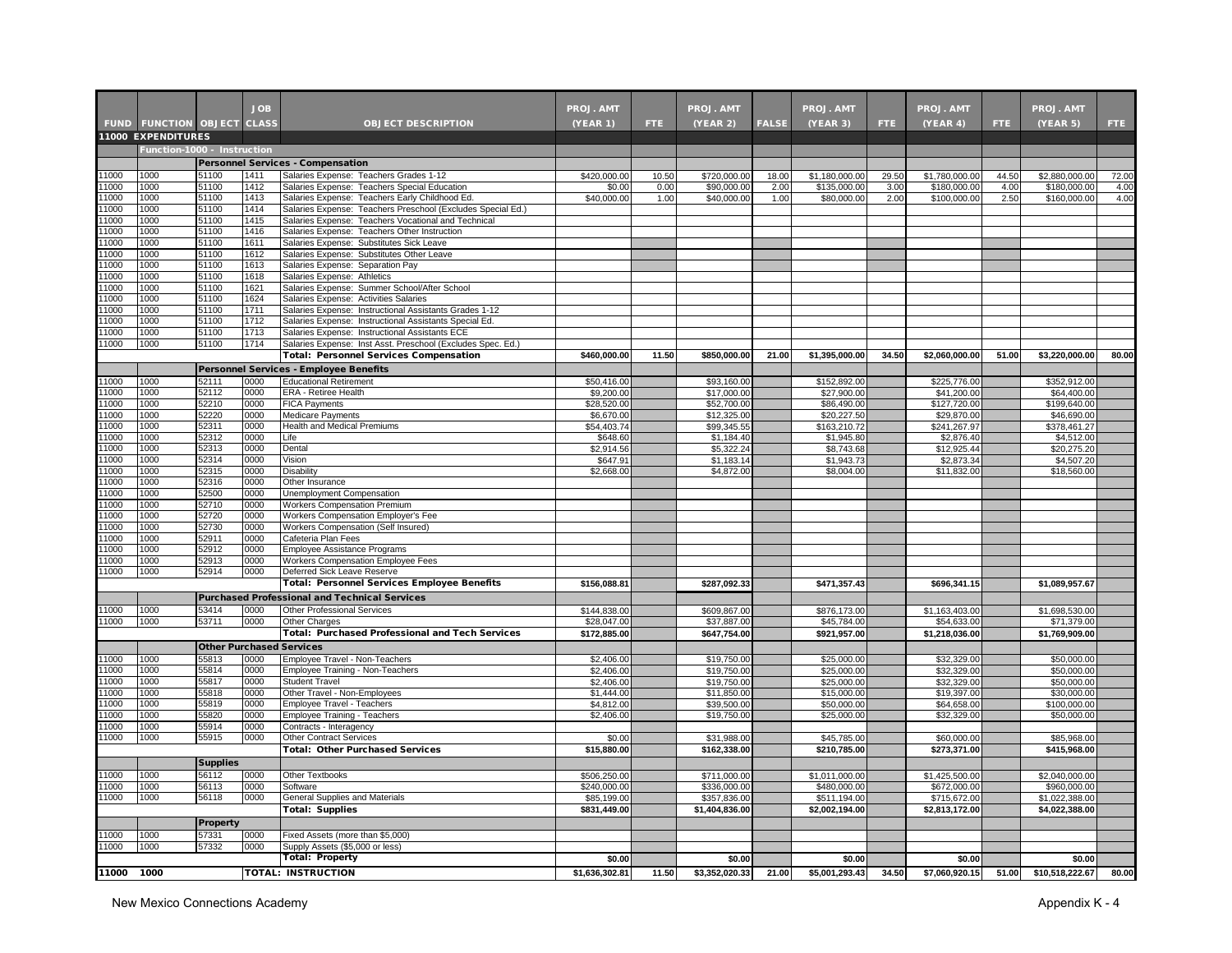| FUND | FUNCTION | OBJECT | JOB CLASS | OBJECT DESCRIPTION | PROJ. AMT (YEAR 1) | FTE | PROJ. AMT (YEAR 2) | FALSE | PROJ. AMT (YEAR 3) | FTE | PROJ. AMT (YEAR 4) | FTE | PROJ. AMT (YEAR 5) | FTE |
|---|---|---|---|---|---|---|---|---|---|---|---|---|---|---|
| **11000 EXPENDITURES** | | | | | | | | | | | | | | |
| | **Function-1000 - Instruction** | | | | | | | | | | | | | |
| | | **Personnel Services - Compensation** | | | | | | | | | | | | |
| 11000 | 1000 | 51100 | 1411 | Salaries Expense: Teachers Grades 1-12 | $420,000.00 | 10.50 | $720,000.00 | 18.00 | $1,180,000.00 | 29.50 | $1,780,000.00 | 44.50 | $2,880,000.00 | 72.00 |
| 11000 | 1000 | 51100 | 1412 | Salaries Expense: Teachers Special Education | $0.00 | 0.00 | $90,000.00 | 2.00 | $135,000.00 | 3.00 | $180,000.00 | 4.00 | $180,000.00 | 4.00 |
| 11000 | 1000 | 51100 | 1413 | Salaries Expense: Teachers Early Childhood Ed. | $40,000.00 | 1.00 | $40,000.00 | 1.00 | $80,000.00 | 2.00 | $100,000.00 | 2.50 | $160,000.00 | 4.00 |
| 11000 | 1000 | 51100 | 1414 | Salaries Expense: Teachers Preschool (Excludes Special Ed.) | | | | | | | | | | |
| 11000 | 1000 | 51100 | 1415 | Salaries Expense: Teachers Vocational and Technical | | | | | | | | | | |
| 11000 | 1000 | 51100 | 1416 | Salaries Expense: Teachers Other Instruction | | | | | | | | | | |
| 11000 | 1000 | 51100 | 1611 | Salaries Expense: Substitutes Sick Leave | | | | | | | | | | |
| 11000 | 1000 | 51100 | 1612 | Salaries Expense: Substitutes Other Leave | | | | | | | | | | |
| 11000 | 1000 | 51100 | 1613 | Salaries Expense: Separation Pay | | | | | | | | | | |
| 11000 | 1000 | 51100 | 1618 | Salaries Expense: Athletics | | | | | | | | | | |
| 11000 | 1000 | 51100 | 1621 | Salaries Expense: Summer School/After School | | | | | | | | | | |
| 11000 | 1000 | 51100 | 1624 | Salaries Expense: Activities Salaries | | | | | | | | | | |
| 11000 | 1000 | 51100 | 1711 | Salaries Expense: Instructional Assistants Grades 1-12 | | | | | | | | | | |
| 11000 | 1000 | 51100 | 1712 | Salaries Expense: Instructional Assistants Special Ed. | | | | | | | | | | |
| 11000 | 1000 | 51100 | 1713 | Salaries Expense: Instructional Assistants ECE | | | | | | | | | | |
| 11000 | 1000 | 51100 | 1714 | Salaries Expense: Inst Asst. Preschool (Excludes Spec. Ed.) | | | | | | | | | | |
| | | | | **Total: Personnel Services Compensation** | **$460,000.00** | **11.50** | **$850,000.00** | **21.00** | **$1,395,000.00** | **34.50** | **$2,060,000.00** | **51.00** | **$3,220,000.00** | **80.00** |
| | | **Personnel Services - Employee Benefits** | | | | | | | | | | | | |
| 11000 | 1000 | 52111 | 0000 | Educational Retirement | $50,416.00 | | $93,160.00 | | $152,892.00 | | $225,776.00 | | $352,912.00 | |
| 11000 | 1000 | 52112 | 0000 | ERA - Retiree Health | $9,200.00 | | $17,000.00 | | $27,900.00 | | $41,200.00 | | $64,400.00 | |
| 11000 | 1000 | 52210 | 0000 | FICA Payments | $28,520.00 | | $52,700.00 | | $86,490.00 | | $127,720.00 | | $199,640.00 | |
| 11000 | 1000 | 52220 | 0000 | Medicare Payments | $6,670.00 | | $12,325.00 | | $20,227.50 | | $29,870.00 | | $46,690.00 | |
| 11000 | 1000 | 52311 | 0000 | Health and Medical Premiums | $54,403.74 | | $99,345.55 | | $163,210.72 | | $241,267.97 | | $378,461.27 | |
| 11000 | 1000 | 52312 | 0000 | Life | $648.60 | | $1,184.40 | | $1,945.80 | | $2,876.40 | | $4,512.00 | |
| 11000 | 1000 | 52313 | 0000 | Dental | $2,914.56 | | $5,322.24 | | $8,743.68 | | $12,925.44 | | $20,275.20 | |
| 11000 | 1000 | 52314 | 0000 | Vision | $647.91 | | $1,183.14 | | $1,943.73 | | $2,873.34 | | $4,507.20 | |
| 11000 | 1000 | 52315 | 0000 | Disability | $2,668.00 | | $4,872.00 | | $8,004.00 | | $11,832.00 | | $18,560.00 | |
| 11000 | 1000 | 52316 | 0000 | Other Insurance | | | | | | | | | | |
| 11000 | 1000 | 52500 | 0000 | Unemployment Compensation | | | | | | | | | | |
| 11000 | 1000 | 52710 | 0000 | Workers Compensation Premium | | | | | | | | | | |
| 11000 | 1000 | 52720 | 0000 | Workers Compensation Employer's Fee | | | | | | | | | | |
| 11000 | 1000 | 52730 | 0000 | Workers Compensation (Self Insured) | | | | | | | | | | |
| 11000 | 1000 | 52911 | 0000 | Cafeteria Plan Fees | | | | | | | | | | |
| 11000 | 1000 | 52912 | 0000 | Employee Assistance Programs | | | | | | | | | | |
| 11000 | 1000 | 52913 | 0000 | Workers Compensation Employee Fees | | | | | | | | | | |
| 11000 | 1000 | 52914 | 0000 | Deferred Sick Leave Reserve | | | | | | | | | | |
| | | | | **Total: Personnel Services Employee Benefits** | **$156,088.81** | | **$287,092.33** | | **$471,357.43** | | **$696,341.15** | | **$1,089,957.67** | |
| | | **Purchased Professional and Technical Services** | | | | | | | | | | | | |
| 11000 | 1000 | 53414 | 0000 | Other Professional Services | $144,838.00 | | $609,867.00 | | $876,173.00 | | $1,163,403.00 | | $1,698,530.00 | |
| 11000 | 1000 | 53711 | 0000 | Other Charges | $28,047.00 | | $37,887.00 | | $45,784.00 | | $54,633.00 | | $71,379.00 | |
| | | | | **Total: Purchased Professional and Tech Services** | **$172,885.00** | | **$647,754.00** | | **$921,957.00** | | **$1,218,036.00** | | **$1,769,909.00** | |
| | | **Other Purchased Services** | | | | | | | | | | | | |
| 11000 | 1000 | 55813 | 0000 | Employee Travel - Non-Teachers | $2,406.00 | | $19,750.00 | | $25,000.00 | | $32,329.00 | | $50,000.00 | |
| 11000 | 1000 | 55814 | 0000 | Employee Training - Non-Teachers | $2,406.00 | | $19,750.00 | | $25,000.00 | | $32,329.00 | | $50,000.00 | |
| 11000 | 1000 | 55817 | 0000 | Student Travel | $2,406.00 | | $19,750.00 | | $25,000.00 | | $32,329.00 | | $50,000.00 | |
| 11000 | 1000 | 55818 | 0000 | Other Travel - Non-Employees | $1,444.00 | | $11,850.00 | | $15,000.00 | | $19,397.00 | | $30,000.00 | |
| 11000 | 1000 | 55819 | 0000 | Employee Travel - Teachers | $4,812.00 | | $39,500.00 | | $50,000.00 | | $64,658.00 | | $100,000.00 | |
| 11000 | 1000 | 55820 | 0000 | Employee Training - Teachers | $2,406.00 | | $19,750.00 | | $25,000.00 | | $32,329.00 | | $50,000.00 | |
| 11000 | 1000 | 55914 | 0000 | Contracts - Interagency | | | | | | | | | | |
| 11000 | 1000 | 55915 | 0000 | Other Contract Services | $0.00 | | $31,988.00 | | $45,785.00 | | $60,000.00 | | $85,968.00 | |
| | | | | **Total: Other Purchased Services** | **$15,880.00** | | **$162,338.00** | | **$210,785.00** | | **$273,371.00** | | **$415,968.00** | |
| | | **Supplies** | | | | | | | | | | | | |
| 11000 | 1000 | 56112 | 0000 | Other Textbooks | $506,250.00 | | $711,000.00 | | $1,011,000.00 | | $1,425,500.00 | | $2,040,000.00 | |
| 11000 | 1000 | 56113 | 0000 | Software | $240,000.00 | | $336,000.00 | | $480,000.00 | | $672,000.00 | | $960,000.00 | |
| 11000 | 1000 | 56118 | 0000 | General Supplies and Materials | $85,199.00 | | $357,836.00 | | $511,194.00 | | $715,672.00 | | $1,022,388.00 | |
| | | | | **Total: Supplies** | **$831,449.00** | | **$1,404,836.00** | | **$2,002,194.00** | | **$2,813,172.00** | | **$4,022,388.00** | |
| | | **Property** | | | | | | | | | | | | |
| 11000 | 1000 | 57331 | 0000 | Fixed Assets (more than $5,000) | | | | | | | | | | |
| 11000 | 1000 | 57332 | 0000 | Supply Assets ($5,000 or less) | | | | | | | | | | |
| | | | | **Total: Property** | **$0.00** | | **$0.00** | | **$0.00** | | **$0.00** | | **$0.00** | |
| **11000** | **1000** | | | **TOTAL: INSTRUCTION** | **$1,636,302.81** | **11.50** | **$3,352,020.33** | **21.00** | **$5,001,293.43** | **34.50** | **$7,060,920.15** | **51.00** | **$10,518,222.67** | **80.00** |

New Mexico Connections Academy

Appendix K - 4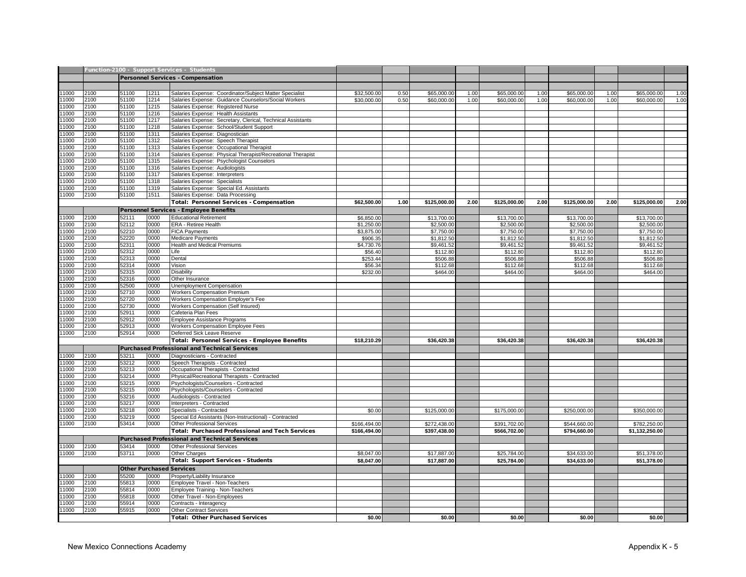| | | | | | | | | | | | | | | |
|---|---|---|---|---|---|---|---|---|---|---|---|---|---|---|
| | Function-2100 - Support Services - Students | | | | | | | | | | | | | |
| | | Personnel Services - Compensation | | | | | | | | | | | | |
| 11000 | 2100 | 51100 | 1211 | Salaries Expense: Coordinator/Subject Matter Specialist | $32,500.00 | 0.50 | $65,000.00 | 1.00 | $65,000.00 | 1.00 | $65,000.00 | 1.00 | $65,000.00 | 1.00 |
| 11000 | 2100 | 51100 | 1214 | Salaries Expense: Guidance Counselors/Social Workers | $30,000.00 | 0.50 | $60,000.00 | 1.00 | $60,000.00 | 1.00 | $60,000.00 | 1.00 | $60,000.00 | 1.00 |
| 11000 | 2100 | 51100 | 1215 | Salaries Expense: Registered Nurse | | | | | | | | | | |
| 11000 | 2100 | 51100 | 1216 | Salaries Expense: Health Assistants | | | | | | | | | | |
| 11000 | 2100 | 51100 | 1217 | Salaries Expense: Secretary, Clerical, Technical Assistants | | | | | | | | | | |
| 11000 | 2100 | 51100 | 1218 | Salaries Expense: School/Student Support | | | | | | | | | | |
| 11000 | 2100 | 51100 | 1311 | Salaries Expense: Diagnostician | | | | | | | | | | |
| 11000 | 2100 | 51100 | 1312 | Salaries Expense: Speech Therapist | | | | | | | | | | |
| 11000 | 2100 | 51100 | 1313 | Salaries Expense: Occupational Therapist | | | | | | | | | | |
| 11000 | 2100 | 51100 | 1314 | Salaries Expense: Physical Therapist/Recreational Therapist | | | | | | | | | | |
| 11000 | 2100 | 51100 | 1315 | Salaries Expense: Psychologist Counselors | | | | | | | | | | |
| 11000 | 2100 | 51100 | 1316 | Salaries Expense: Audiologists | | | | | | | | | | |
| 11000 | 2100 | 51100 | 1317 | Salaries Expense: Interpreters | | | | | | | | | | |
| 11000 | 2100 | 51100 | 1318 | Salaries Expense: Specialists | | | | | | | | | | |
| 11000 | 2100 | 51100 | 1319 | Salaries Expense: Special Ed. Assistants | | | | | | | | | | |
| 11000 | 2100 | 51100 | 1511 | Salaries Expense: Data Processing | | | | | | | | | | |
| | | | | **Total: Personnel Services - Compensation** | **$62,500.00** | **1.00** | **$125,000.00** | **2.00** | **$125,000.00** | **2.00** | **$125,000.00** | **2.00** | **$125,000.00** | **2.00** |
| | | Personnel Services - Employee Benefits | | | | | | | | | | | | |
| 11000 | 2100 | 52111 | 0000 | Educational Retirement | $6,850.00 | | $13,700.00 | | $13,700.00 | | $13,700.00 | | $13,700.00 | |
| 11000 | 2100 | 52112 | 0000 | ERA - Retiree Health | $1,250.00 | | $2,500.00 | | $2,500.00 | | $2,500.00 | | $2,500.00 | |
| 11000 | 2100 | 52210 | 0000 | FICA Payments | $3,875.00 | | $7,750.00 | | $7,750.00 | | $7,750.00 | | $7,750.00 | |
| 11000 | 2100 | 52220 | 0000 | Medicare Payments | $906.35 | | $1,812.50 | | $1,812.50 | | $1,812.50 | | $1,812.50 | |
| 11000 | 2100 | 52311 | 0000 | Health and Medical Premiums | $4,730.76 | | $9,461.52 | | $9,461.52 | | $9,461.52 | | $9,461.52 | |
| 11000 | 2100 | 52312 | 0000 | Life | $56.40 | | $112.80 | | $112.80 | | $112.80 | | $112.80 | |
| 11000 | 2100 | 52313 | 0000 | Dental | $253.44 | | $506.88 | | $506.88 | | $506.88 | | $506.88 | |
| 11000 | 2100 | 52314 | 0000 | Vision | $56.34 | | $112.68 | | $112.68 | | $112.68 | | $112.68 | |
| 11000 | 2100 | 52315 | 0000 | Disability | $232.00 | | $464.00 | | $464.00 | | $464.00 | | $464.00 | |
| 11000 | 2100 | 52316 | 0000 | Other Insurance | | | | | | | | | | |
| 11000 | 2100 | 52500 | 0000 | Unemployment Compensation | | | | | | | | | | |
| 11000 | 2100 | 52710 | 0000 | Workers Compensation Premium | | | | | | | | | | |
| 11000 | 2100 | 52720 | 0000 | Workers Compensation Employer's Fee | | | | | | | | | | |
| 11000 | 2100 | 52730 | 0000 | Workers Compensation (Self Insured) | | | | | | | | | | |
| 11000 | 2100 | 52911 | 0000 | Cafeteria Plan Fees | | | | | | | | | | |
| 11000 | 2100 | 52912 | 0000 | Employee Assistance Programs | | | | | | | | | | |
| 11000 | 2100 | 52913 | 0000 | Workers Compensation Employee Fees | | | | | | | | | | |
| 11000 | 2100 | 52914 | 0000 | Deferred Sick Leave Reserve | | | | | | | | | | |
| | | | | **Total: Personnel Services - Employee Benefits** | **$18,210.29** | | **$36,420.38** | | **$36,420.38** | | **$36,420.38** | | **$36,420.38** | |
| | | Purchased Professional and Technical Services | | | | | | | | | | | | |
| 11000 | 2100 | 53211 | 0000 | Diagnosticians - Contracted | | | | | | | | | | |
| 11000 | 2100 | 53212 | 0000 | Speech Therapists - Contracted | | | | | | | | | | |
| 11000 | 2100 | 53213 | 0000 | Occupational Therapists - Contracted | | | | | | | | | | |
| 11000 | 2100 | 53214 | 0000 | Physical/Recreational Therapists - Contracted | | | | | | | | | | |
| 11000 | 2100 | 53215 | 0000 | Psychologists/Counselors - Contracted | | | | | | | | | | |
| 11000 | 2100 | 53215 | 0000 | Psychologists/Counselors - Contracted | | | | | | | | | | |
| 11000 | 2100 | 53216 | 0000 | Audiologists - Contracted | | | | | | | | | | |
| 11000 | 2100 | 53217 | 0000 | Interpreters - Contracted | | | | | | | | | | |
| 11000 | 2100 | 53218 | 0000 | Specialists - Contracted | $0.00 | | $125,000.00 | | $175,000.00 | | $250,000.00 | | $350,000.00 | |
| 11000 | 2100 | 53219 | 0000 | Special Ed Assistants (Non-Instructional) - Contracted | | | | | | | | | | |
| 11000 | 2100 | 53414 | 0000 | Other Professional Services | $166,494.00 | | $272,438.00 | | $391,702.00 | | $544,660.00 | | $782,250.00 | |
| | | | | **Total: Purchased Professional and Tech Services** | **$166,494.00** | | **$397,438.00** | | **$566,702.00** | | **$794,660.00** | | **$1,132,250.00** | |
| | | Purchased Professional and Technical Services | | | | | | | | | | | | |
| 11000 | 2100 | 53414 | 0000 | Other Professional Services | | | | | | | | | | |
| 11000 | 2100 | 53711 | 0000 | Other Charges | $8,047.00 | | $17,887.00 | | $25,784.00 | | $34,633.00 | | $51,378.00 | |
| | | | | **Total: Support Services - Students** | **$8,047.00** | | **$17,887.00** | | **$25,784.00** | | **$34,633.00** | | **$51,378.00** | |
| | | Other Purchased Services | | | | | | | | | | | | |
| 11000 | 2100 | 55200 | 0000 | Property/Liability Insurance | | | | | | | | | | |
| 11000 | 2100 | 55813 | 0000 | Employee Travel - Non-Teachers | | | | | | | | | | |
| 11000 | 2100 | 55814 | 0000 | Employee Training - Non-Teachers | | | | | | | | | | |
| 11000 | 2100 | 55818 | 0000 | Other Travel - Non-Employees | | | | | | | | | | |
| 11000 | 2100 | 55914 | 0000 | Contracts - Interagency | | | | | | | | | | |
| 11000 | 2100 | 55915 | 0000 | Other Contract Services | | | | | | | | | | |
| | | | | **Total: Other Purchased Services** | **$0.00** | | **$0.00** | | **$0.00** | | **$0.00** | | **$0.00** | |

New Mexico Connections Academy

Appendix K - 5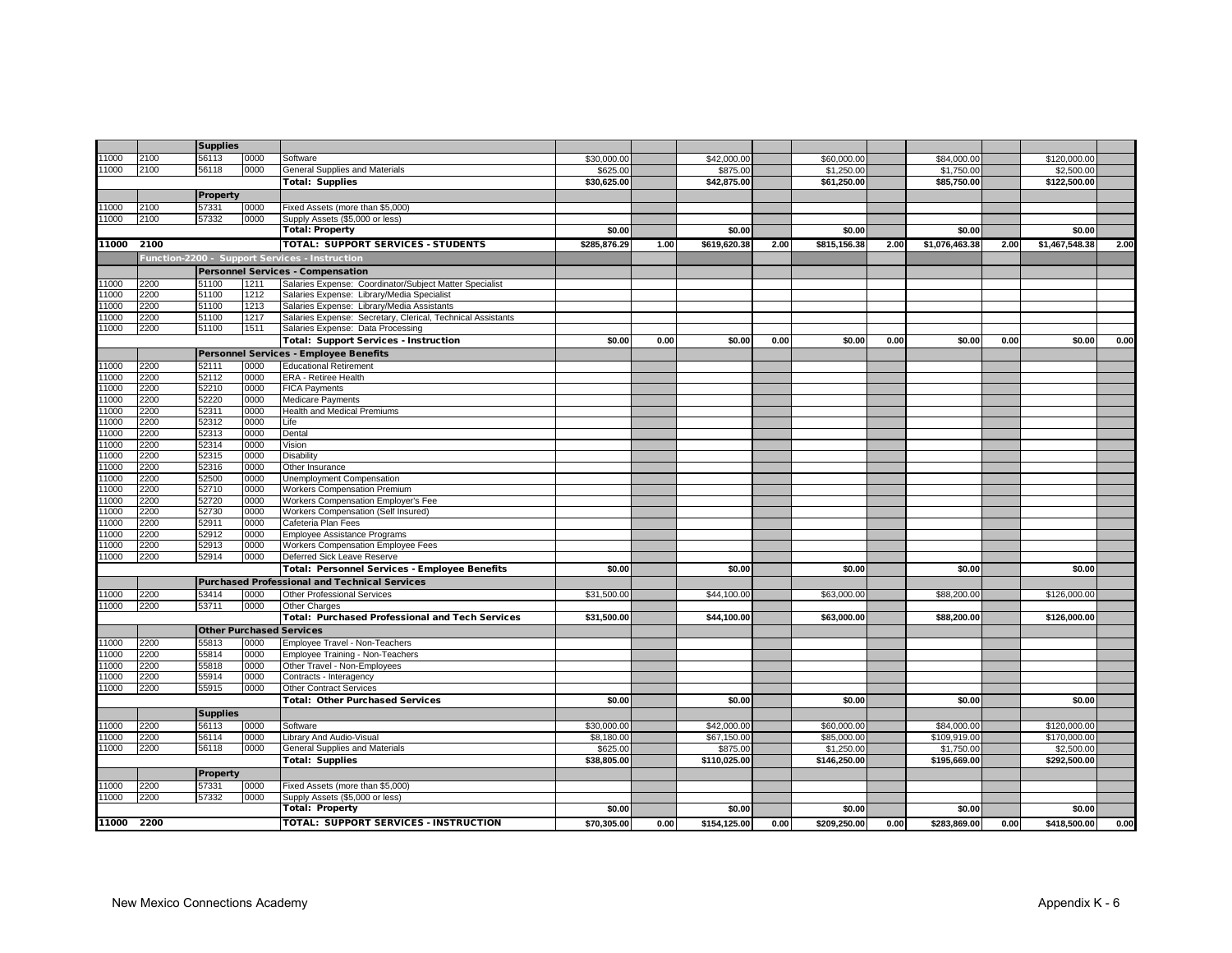| | | | | | | | | | | | | | | |
|---|---|---|---|---|---|---|---|---|---|---|---|---|---|---|
| | | **Supplies** | | | | | | | | | | | | |
| 11000 | 2100 | 56113 | 0000 | Software | $30,000.00 | | $42,000.00 | | $60,000.00 | | $84,000.00 | | $120,000.00 | |
| 11000 | 2100 | 56118 | 0000 | General Supplies and Materials | $625.00 | | $875.00 | | $1,250.00 | | $1,750.00 | | $2,500.00 | |
| | | | | **Total: Supplies** | **$30,625.00** | | **$42,875.00** | | **$61,250.00** | | **$85,750.00** | | **$122,500.00** | |
| | | **Property** | | | | | | | | | | | | |
| 11000 | 2100 | 57331 | 0000 | Fixed Assets (more than $5,000) | | | | | | | | | | |
| 11000 | 2100 | 57332 | 0000 | Supply Assets ($5,000 or less) | | | | | | | | | | |
| | | | | **Total: Property** | **$0.00** | | **$0.00** | | **$0.00** | | **$0.00** | | **$0.00** | |
| **11000** | **2100** | | | **TOTAL: SUPPORT SERVICES - STUDENTS** | **$285,876.29** | **1.00** | **$619,620.38** | **2.00** | **$815,156.38** | **2.00** | **$1,076,463.38** | **2.00** | **$1,467,548.38** | **2.00** |
| | **Function-2200 - Support Services - Instruction** | | | | | | | | | | | | | |
| | | **Personnel Services - Compensation** | | | | | | | | | | | | |
| 11000 | 2200 | 51100 | 1211 | Salaries Expense: Coordinator/Subject Matter Specialist | | | | | | | | | | |
| 11000 | 2200 | 51100 | 1212 | Salaries Expense: Library/Media Specialist | | | | | | | | | | |
| 11000 | 2200 | 51100 | 1213 | Salaries Expense: Library/Media Assistants | | | | | | | | | | |
| 11000 | 2200 | 51100 | 1217 | Salaries Expense: Secretary, Clerical, Technical Assistants | | | | | | | | | | |
| 11000 | 2200 | 51100 | 1511 | Salaries Expense: Data Processing | | | | | | | | | | |
| | | | | **Total: Support Services - Instruction** | **$0.00** | **0.00** | **$0.00** | **0.00** | **$0.00** | **0.00** | **$0.00** | **0.00** | **$0.00** | **0.00** |
| | | **Personnel Services - Employee Benefits** | | | | | | | | | | | | |
| 11000 | 2200 | 52111 | 0000 | Educational Retirement | | | | | | | | | | |
| 11000 | 2200 | 52112 | 0000 | ERA - Retiree Health | | | | | | | | | | |
| 11000 | 2200 | 52210 | 0000 | FICA Payments | | | | | | | | | | |
| 11000 | 2200 | 52220 | 0000 | Medicare Payments | | | | | | | | | | |
| 11000 | 2200 | 52311 | 0000 | Health and Medical Premiums | | | | | | | | | | |
| 11000 | 2200 | 52312 | 0000 | Life | | | | | | | | | | |
| 11000 | 2200 | 52313 | 0000 | Dental | | | | | | | | | | |
| 11000 | 2200 | 52314 | 0000 | Vision | | | | | | | | | | |
| 11000 | 2200 | 52315 | 0000 | Disability | | | | | | | | | | |
| 11000 | 2200 | 52316 | 0000 | Other Insurance | | | | | | | | | | |
| 11000 | 2200 | 52500 | 0000 | Unemployment Compensation | | | | | | | | | | |
| 11000 | 2200 | 52710 | 0000 | Workers Compensation Premium | | | | | | | | | | |
| 11000 | 2200 | 52720 | 0000 | Workers Compensation Employer's Fee | | | | | | | | | | |
| 11000 | 2200 | 52730 | 0000 | Workers Compensation (Self Insured) | | | | | | | | | | |
| 11000 | 2200 | 52911 | 0000 | Cafeteria Plan Fees | | | | | | | | | | |
| 11000 | 2200 | 52912 | 0000 | Employee Assistance Programs | | | | | | | | | | |
| 11000 | 2200 | 52913 | 0000 | Workers Compensation Employee Fees | | | | | | | | | | |
| 11000 | 2200 | 52914 | 0000 | Deferred Sick Leave Reserve | | | | | | | | | | |
| | | | | **Total: Personnel Services - Employee Benefits** | **$0.00** | | **$0.00** | | **$0.00** | | **$0.00** | | **$0.00** | |
| | | **Purchased Professional and Technical Services** | | | | | | | | | | | | |
| 11000 | 2200 | 53414 | 0000 | Other Professional Services | $31,500.00 | | $44,100.00 | | $63,000.00 | | $88,200.00 | | $126,000.00 | |
| 11000 | 2200 | 53711 | 0000 | Other Charges | | | | | | | | | | |
| | | | | **Total: Purchased Professional and Tech Services** | **$31,500.00** | | **$44,100.00** | | **$63,000.00** | | **$88,200.00** | | **$126,000.00** | |
| | | **Other Purchased Services** | | | | | | | | | | | | |
| 11000 | 2200 | 55813 | 0000 | Employee Travel - Non-Teachers | | | | | | | | | | |
| 11000 | 2200 | 55814 | 0000 | Employee Training - Non-Teachers | | | | | | | | | | |
| 11000 | 2200 | 55818 | 0000 | Other Travel - Non-Employees | | | | | | | | | | |
| 11000 | 2200 | 55914 | 0000 | Contracts - Interagency | | | | | | | | | | |
| 11000 | 2200 | 55915 | 0000 | Other Contract Services | | | | | | | | | | |
| | | | | **Total: Other Purchased Services** | **$0.00** | | **$0.00** | | **$0.00** | | **$0.00** | | **$0.00** | |
| | | **Supplies** | | | | | | | | | | | | |
| 11000 | 2200 | 56113 | 0000 | Software | $30,000.00 | | $42,000.00 | | $60,000.00 | | $84,000.00 | | $120,000.00 | |
| 11000 | 2200 | 56114 | 0000 | Library And Audio-Visual | $8,180.00 | | $67,150.00 | | $85,000.00 | | $109,919.00 | | $170,000.00 | |
| 11000 | 2200 | 56118 | 0000 | General Supplies and Materials | $625.00 | | $875.00 | | $1,250.00 | | $1,750.00 | | $2,500.00 | |
| | | | | **Total: Supplies** | **$38,805.00** | | **$110,025.00** | | **$146,250.00** | | **$195,669.00** | | **$292,500.00** | |
| | | **Property** | | | | | | | | | | | | |
| 11000 | 2200 | 57331 | 0000 | Fixed Assets (more than $5,000) | | | | | | | | | | |
| 11000 | 2200 | 57332 | 0000 | Supply Assets ($5,000 or less) | | | | | | | | | | |
| | | | | **Total: Property** | **$0.00** | | **$0.00** | | **$0.00** | | **$0.00** | | **$0.00** | |
| **11000** | **2200** | | | **TOTAL: SUPPORT SERVICES - INSTRUCTION** | **$70,305.00** | **0.00** | **$154,125.00** | **0.00** | **$209,250.00** | **0.00** | **$283,869.00** | **0.00** | **$418,500.00** | **0.00** |

New Mexico Connections Academy

Appendix K - 6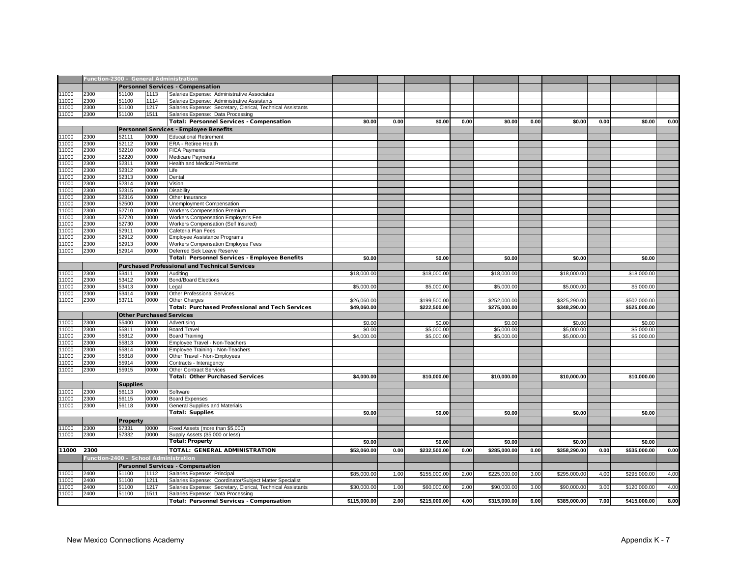| | | | | | | | | | | | | | | | |
|---|---|---|---|---|---|---|---|---|---|---|---|---|---|---|---|
| | Function-2300 - General Administration | | | | | | | | | | | | | | |
| | | Personnel Services - Compensation | | | | | | | | | | | | | |
| 11000 | 2300 | 51100 | 1113 | Salaries Expense: Administrative Associates | | | | | | | | | | | |
| 11000 | 2300 | 51100 | 1114 | Salaries Expense: Administrative Assistants | | | | | | | | | | | |
| 11000 | 2300 | 51100 | 1217 | Salaries Expense: Secretary, Clerical, Technical Assistants | | | | | | | | | | | |
| 11000 | 2300 | 51100 | 1511 | Salaries Expense: Data Processing | | | | | | | | | | | |
| | | | | Total: Personnel Services - Compensation | $0.00 | 0.00 | $0.00 | 0.00 | $0.00 | 0.00 | $0.00 | 0.00 | $0.00 | 0.00 | |
| | | Personnel Services - Employee Benefits | | | | | | | | | | | | | |
| 11000 | 2300 | 52111 | 0000 | Educational Retirement | | | | | | | | | | | |
| 11000 | 2300 | 52112 | 0000 | ERA - Retiree Health | | | | | | | | | | | |
| 11000 | 2300 | 52210 | 0000 | FICA Payments | | | | | | | | | | | |
| 11000 | 2300 | 52220 | 0000 | Medicare Payments | | | | | | | | | | | |
| 11000 | 2300 | 52311 | 0000 | Health and Medical Premiums | | | | | | | | | | | |
| 11000 | 2300 | 52312 | 0000 | Life | | | | | | | | | | | |
| 11000 | 2300 | 52313 | 0000 | Dental | | | | | | | | | | | |
| 11000 | 2300 | 52314 | 0000 | Vision | | | | | | | | | | | |
| 11000 | 2300 | 52315 | 0000 | Disability | | | | | | | | | | | |
| 11000 | 2300 | 52316 | 0000 | Other Insurance | | | | | | | | | | | |
| 11000 | 2300 | 52500 | 0000 | Unemployment Compensation | | | | | | | | | | | |
| 11000 | 2300 | 52710 | 0000 | Workers Compensation Premium | | | | | | | | | | | |
| 11000 | 2300 | 52720 | 0000 | Workers Compensation Employer's Fee | | | | | | | | | | | |
| 11000 | 2300 | 52730 | 0000 | Workers Compensation (Self Insured) | | | | | | | | | | | |
| 11000 | 2300 | 52911 | 0000 | Cafeteria Plan Fees | | | | | | | | | | | |
| 11000 | 2300 | 52912 | 0000 | Employee Assistance Programs | | | | | | | | | | | |
| 11000 | 2300 | 52913 | 0000 | Workers Compensation Employee Fees | | | | | | | | | | | |
| 11000 | 2300 | 52914 | 0000 | Deferred Sick Leave Reserve | | | | | | | | | | | |
| | | | | Total: Personnel Services - Employee Benefits | $0.00 | | $0.00 | | $0.00 | | $0.00 | | $0.00 | | |
| | | Purchased Professional and Technical Services | | | | | | | | | | | | | |
| 11000 | 2300 | 53411 | 0000 | Auditing | $18,000.00 | | $18,000.00 | | $18,000.00 | | $18,000.00 | | $18,000.00 | | |
| 11000 | 2300 | 53412 | 0000 | Bond/Board Elections | | | | | | | | | | | |
| 11000 | 2300 | 53413 | 0000 | Legal | $5,000.00 | | $5,000.00 | | $5,000.00 | | $5,000.00 | | $5,000.00 | | |
| 11000 | 2300 | 53414 | 0000 | Other Professional Services | | | | | | | | | | | |
| 11000 | 2300 | 53711 | 0000 | Other Charges | $26,060.00 | | $199,500.00 | | $252,000.00 | | $325,290.00 | | $502,000.00 | | |
| | | | | Total: Purchased Professional and Tech Services | $49,060.00 | | $222,500.00 | | $275,000.00 | | $348,290.00 | | $525,000.00 | | |
| | | Other Purchased Services | | | | | | | | | | | | | |
| 11000 | 2300 | 55400 | 0000 | Advertising | $0.00 | | $0.00 | | $0.00 | | $0.00 | | $0.00 | | |
| 11000 | 2300 | 55811 | 0000 | Board Travel | $0.00 | | $5,000.00 | | $5,000.00 | | $5,000.00 | | $5,000.00 | | |
| 11000 | 2300 | 55812 | 0000 | Board Training | $4,000.00 | | $5,000.00 | | $5,000.00 | | $5,000.00 | | $5,000.00 | | |
| 11000 | 2300 | 55813 | 0000 | Employee Travel - Non-Teachers | | | | | | | | | | | |
| 11000 | 2300 | 55814 | 0000 | Employee Training - Non-Teachers | | | | | | | | | | | |
| 11000 | 2300 | 55818 | 0000 | Other Travel - Non-Employees | | | | | | | | | | | |
| 11000 | 2300 | 55914 | 0000 | Contracts - Interagency | | | | | | | | | | | |
| 11000 | 2300 | 55915 | 0000 | Other Contract Services | | | | | | | | | | | |
| | | | | Total: Other Purchased Services | $4,000.00 | | $10,000.00 | | $10,000.00 | | $10,000.00 | | $10,000.00 | | |
| | | Supplies | | | | | | | | | | | | | |
| 11000 | 2300 | 56113 | 0000 | Software | | | | | | | | | | | |
| 11000 | 2300 | 56115 | 0000 | Board Expenses | | | | | | | | | | | |
| 11000 | 2300 | 56118 | 0000 | General Supplies and Materials | | | | | | | | | | | |
| | | | | Total: Supplies | $0.00 | | $0.00 | | $0.00 | | $0.00 | | $0.00 | | |
| | | Property | | | | | | | | | | | | | |
| 11000 | 2300 | 57331 | 0000 | Fixed Assets (more than $5,000) | | | | | | | | | | | |
| 11000 | 2300 | 57332 | 0000 | Supply Assets ($5,000 or less) | | | | | | | | | | | |
| | | | | Total: Property | $0.00 | | $0.00 | | $0.00 | | $0.00 | | $0.00 | | |
| **11000** | **2300** | | | **TOTAL: GENERAL ADMINISTRATION** | **$53,060.00** | **0.00** | **$232,500.00** | **0.00** | **$285,000.00** | **0.00** | **$358,290.00** | **0.00** | **$535,000.00** | **0.00** | |
| | Function-2400 - School Administration | | | | | | | | | | | | | | |
| | | Personnel Services - Compensation | | | | | | | | | | | | | |
| 11000 | 2400 | 51100 | 1112 | Salaries Expense: Principal | $85,000.00 | 1.00 | $155,000.00 | 2.00 | $225,000.00 | 3.00 | $295,000.00 | 4.00 | $295,000.00 | 4.00 | |
| 11000 | 2400 | 51100 | 1211 | Salaries Expense: Coordinator/Subject Matter Specialist | | | | | | | | | | | |
| 11000 | 2400 | 51100 | 1217 | Salaries Expense: Secretary, Clerical, Technical Assistants | $30,000.00 | 1.00 | $60,000.00 | 2.00 | $90,000.00 | 3.00 | $90,000.00 | 3.00 | $120,000.00 | 4.00 | |
| 11000 | 2400 | 51100 | 1511 | Salaries Expense: Data Processing | | | | | | | | | | | |
| | | | | Total: Personnel Services - Compensation | $115,000.00 | 2.00 | $215,000.00 | 4.00 | $315,000.00 | 6.00 | $385,000.00 | 7.00 | $415,000.00 | 8.00 | |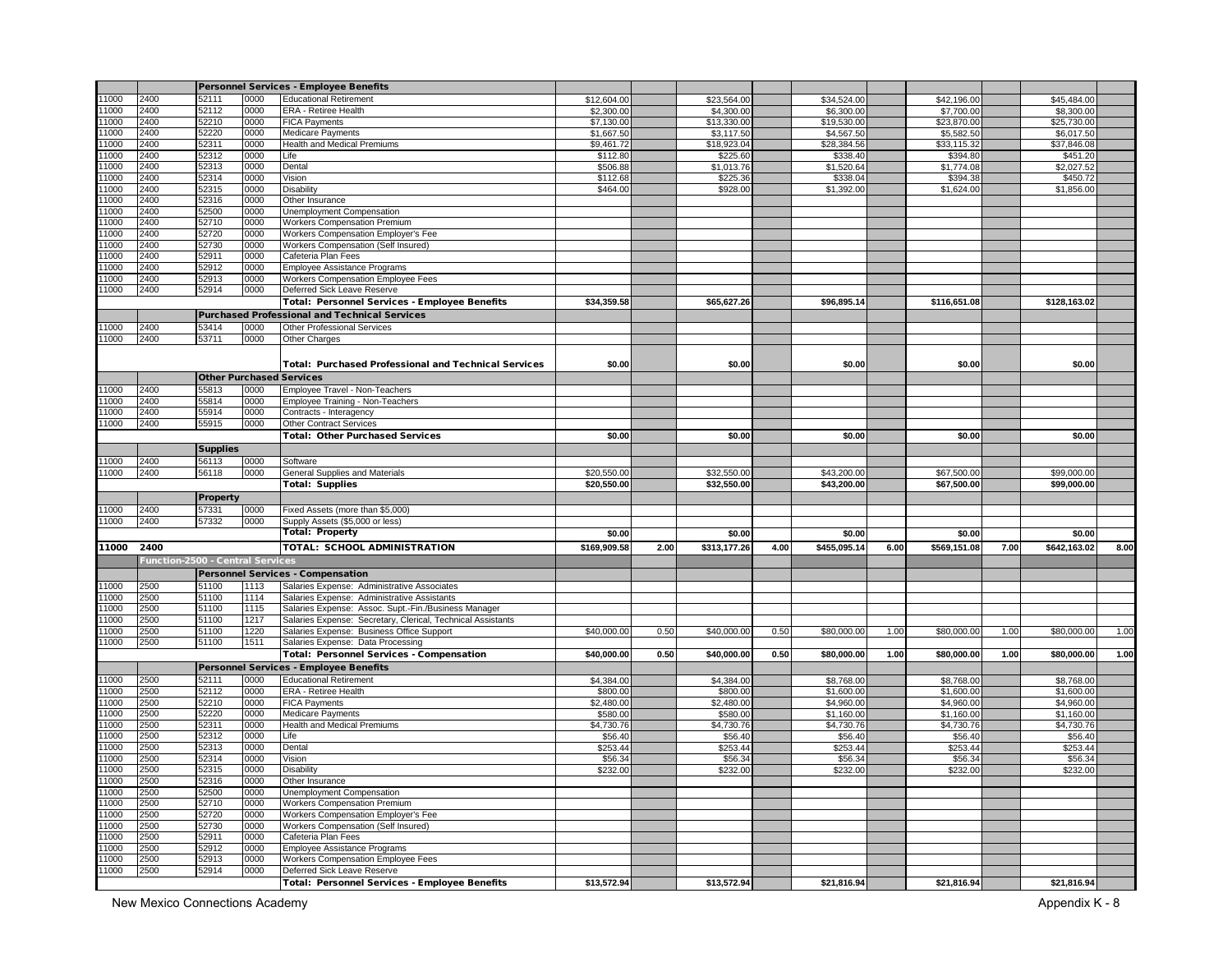| | | | | | | | | | | | | | | | |
|---|---|---|---|---|---|---|---|---|---|---|---|---|---|---|---|
| | | **Personnel Services - Employee Benefits** | | | | | | | | | | | | | |
| 11000 | 2400 | 52111 | 0000 | Educational Retirement | $12,604.00 | | $23,564.00 | | $34,524.00 | | $42,196.00 | | $45,484.00 | |
| 11000 | 2400 | 52112 | 0000 | ERA - Retiree Health | $2,300.00 | | $4,300.00 | | $6,300.00 | | $7,700.00 | | $8,300.00 | |
| 11000 | 2400 | 52210 | 0000 | FICA Payments | $7,130.00 | | $13,330.00 | | $19,530.00 | | $23,870.00 | | $25,730.00 | |
| 11000 | 2400 | 52220 | 0000 | Medicare Payments | $1,667.50 | | $3,117.50 | | $4,567.50 | | $5,582.50 | | $6,017.50 | |
| 11000 | 2400 | 52311 | 0000 | Health and Medical Premiums | $9,461.72 | | $18,923.04 | | $28,384.56 | | $33,115.32 | | $37,846.08 | |
| 11000 | 2400 | 52312 | 0000 | Life | $112.80 | | $225.60 | | $338.40 | | $394.80 | | $451.20 | |
| 11000 | 2400 | 52313 | 0000 | Dental | $506.88 | | $1,013.76 | | $1,520.64 | | $1,774.08 | | $2,027.52 | |
| 11000 | 2400 | 52314 | 0000 | Vision | $112.68 | | $225.36 | | $338.04 | | $394.38 | | $450.72 | |
| 11000 | 2400 | 52315 | 0000 | Disability | $464.00 | | $928.00 | | $1,392.00 | | $1,624.00 | | $1,856.00 | |
| 11000 | 2400 | 52316 | 0000 | Other Insurance | | | | | | | | | | |
| 11000 | 2400 | 52500 | 0000 | Unemployment Compensation | | | | | | | | | | |
| 11000 | 2400 | 52710 | 0000 | Workers Compensation Premium | | | | | | | | | | |
| 11000 | 2400 | 52720 | 0000 | Workers Compensation Employer's Fee | | | | | | | | | | |
| 11000 | 2400 | 52730 | 0000 | Workers Compensation (Self Insured) | | | | | | | | | | |
| 11000 | 2400 | 52911 | 0000 | Cafeteria Plan Fees | | | | | | | | | | |
| 11000 | 2400 | 52912 | 0000 | Employee Assistance Programs | | | | | | | | | | |
| 11000 | 2400 | 52913 | 0000 | Workers Compensation Employee Fees | | | | | | | | | | |
| 11000 | 2400 | 52914 | 0000 | Deferred Sick Leave Reserve | | | | | | | | | | |
| | | | | **Total: Personnel Services - Employee Benefits** | **$34,359.58** | | **$65,627.26** | | **$96,895.14** | | **$116,651.08** | | **$128,163.02** | |
| | | **Purchased Professional and Technical Services** | | | | | | | | | | | | | |
| 11000 | 2400 | 53414 | 0000 | Other Professional Services | | | | | | | | | | |
| 11000 | 2400 | 53711 | 0000 | Other Charges | | | | | | | | | | |
| | | | | **Total: Purchased Professional and Technical Services** | **$0.00** | | **$0.00** | | **$0.00** | | **$0.00** | | **$0.00** | |
| | | **Other Purchased Services** | | | | | | | | | | | | | |
| 11000 | 2400 | 55813 | 0000 | Employee Travel - Non-Teachers | | | | | | | | | | |
| 11000 | 2400 | 55814 | 0000 | Employee Training - Non-Teachers | | | | | | | | | | |
| 11000 | 2400 | 55914 | 0000 | Contracts - Interagency | | | | | | | | | | |
| 11000 | 2400 | 55915 | 0000 | Other Contract Services | | | | | | | | | | |
| | | | | **Total: Other Purchased Services** | **$0.00** | | **$0.00** | | **$0.00** | | **$0.00** | | **$0.00** | |
| | | **Supplies** | | | | | | | | | | | | | |
| 11000 | 2400 | 56113 | 0000 | Software | | | | | | | | | | |
| 11000 | 2400 | 56118 | 0000 | General Supplies and Materials | $20,550.00 | | $32,550.00 | | $43,200.00 | | $67,500.00 | | $99,000.00 | |
| | | | | **Total: Supplies** | **$20,550.00** | | **$32,550.00** | | **$43,200.00** | | **$67,500.00** | | **$99,000.00** | |
| | | **Property** | | | | | | | | | | | | | |
| 11000 | 2400 | 57331 | 0000 | Fixed Assets (more than $5,000) | | | | | | | | | | |
| 11000 | 2400 | 57332 | 0000 | Supply Assets ($5,000 or less) | | | | | | | | | | |
| | | | | **Total: Property** | **$0.00** | | **$0.00** | | **$0.00** | | **$0.00** | | **$0.00** | |
| **11000** | **2400** | | | **TOTAL: SCHOOL ADMINISTRATION** | **$169,909.58** | **2.00** | **$313,177.26** | **4.00** | **$455,095.14** | **6.00** | **$569,151.08** | **7.00** | **$642,163.02** | **8.00** |
| | **Function-2500 - Central Services** | | | | | | | | | | | | | | |
| | | **Personnel Services - Compensation** | | | | | | | | | | | | | |
| 11000 | 2500 | 51100 | 1113 | Salaries Expense: Administrative Associates | | | | | | | | | | |
| 11000 | 2500 | 51100 | 1114 | Salaries Expense: Administrative Assistants | | | | | | | | | | |
| 11000 | 2500 | 51100 | 1115 | Salaries Expense: Assoc. Supt.-Fin./Business Manager | | | | | | | | | | |
| 11000 | 2500 | 51100 | 1217 | Salaries Expense: Secretary, Clerical, Technical Assistants | | | | | | | | | | |
| 11000 | 2500 | 51100 | 1220 | Salaries Expense: Business Office Support | $40,000.00 | 0.50 | $40,000.00 | 0.50 | $80,000.00 | 1.00 | $80,000.00 | 1.00 | $80,000.00 | 1.00 |
| 11000 | 2500 | 51100 | 1511 | Salaries Expense: Data Processing | | | | | | | | | | |
| | | | | **Total: Personnel Services - Compensation** | **$40,000.00** | **0.50** | **$40,000.00** | **0.50** | **$80,000.00** | **1.00** | **$80,000.00** | **1.00** | **$80,000.00** | **1.00** |
| | | **Personnel Services - Employee Benefits** | | | | | | | | | | | | | |
| 11000 | 2500 | 52111 | 0000 | Educational Retirement | $4,384.00 | | $4,384.00 | | $8,768.00 | | $8,768.00 | | $8,768.00 | |
| 11000 | 2500 | 52112 | 0000 | ERA - Retiree Health | $800.00 | | $800.00 | | $1,600.00 | | $1,600.00 | | $1,600.00 | |
| 11000 | 2500 | 52210 | 0000 | FICA Payments | $2,480.00 | | $2,480.00 | | $4,960.00 | | $4,960.00 | | $4,960.00 | |
| 11000 | 2500 | 52220 | 0000 | Medicare Payments | $580.00 | | $580.00 | | $1,160.00 | | $1,160.00 | | $1,160.00 | |
| 11000 | 2500 | 52311 | 0000 | Health and Medical Premiums | $4,730.76 | | $4,730.76 | | $4,730.76 | | $4,730.76 | | $4,730.76 | |
| 11000 | 2500 | 52312 | 0000 | Life | $56.40 | | $56.40 | | $56.40 | | $56.40 | | $56.40 | |
| 11000 | 2500 | 52313 | 0000 | Dental | $253.44 | | $253.44 | | $253.44 | | $253.44 | | $253.44 | |
| 11000 | 2500 | 52314 | 0000 | Vision | $56.34 | | $56.34 | | $56.34 | | $56.34 | | $56.34 | |
| 11000 | 2500 | 52315 | 0000 | Disability | $232.00 | | $232.00 | | $232.00 | | $232.00 | | $232.00 | |
| 11000 | 2500 | 52316 | 0000 | Other Insurance | | | | | | | | | | |
| 11000 | 2500 | 52500 | 0000 | Unemployment Compensation | | | | | | | | | | |
| 11000 | 2500 | 52710 | 0000 | Workers Compensation Premium | | | | | | | | | | |
| 11000 | 2500 | 52720 | 0000 | Workers Compensation Employer's Fee | | | | | | | | | | |
| 11000 | 2500 | 52730 | 0000 | Workers Compensation (Self Insured) | | | | | | | | | | |
| 11000 | 2500 | 52911 | 0000 | Cafeteria Plan Fees | | | | | | | | | | |
| 11000 | 2500 | 52912 | 0000 | Employee Assistance Programs | | | | | | | | | | |
| 11000 | 2500 | 52913 | 0000 | Workers Compensation Employee Fees | | | | | | | | | | |
| 11000 | 2500 | 52914 | 0000 | Deferred Sick Leave Reserve | | | | | | | | | | |
| | | | | **Total: Personnel Services - Employee Benefits** | **$13,572.94** | | **$13,572.94** | | **$21,816.94** | | **$21,816.94** | | **$21,816.94** | |

New Mexico Connections Academy

Appendix K - 8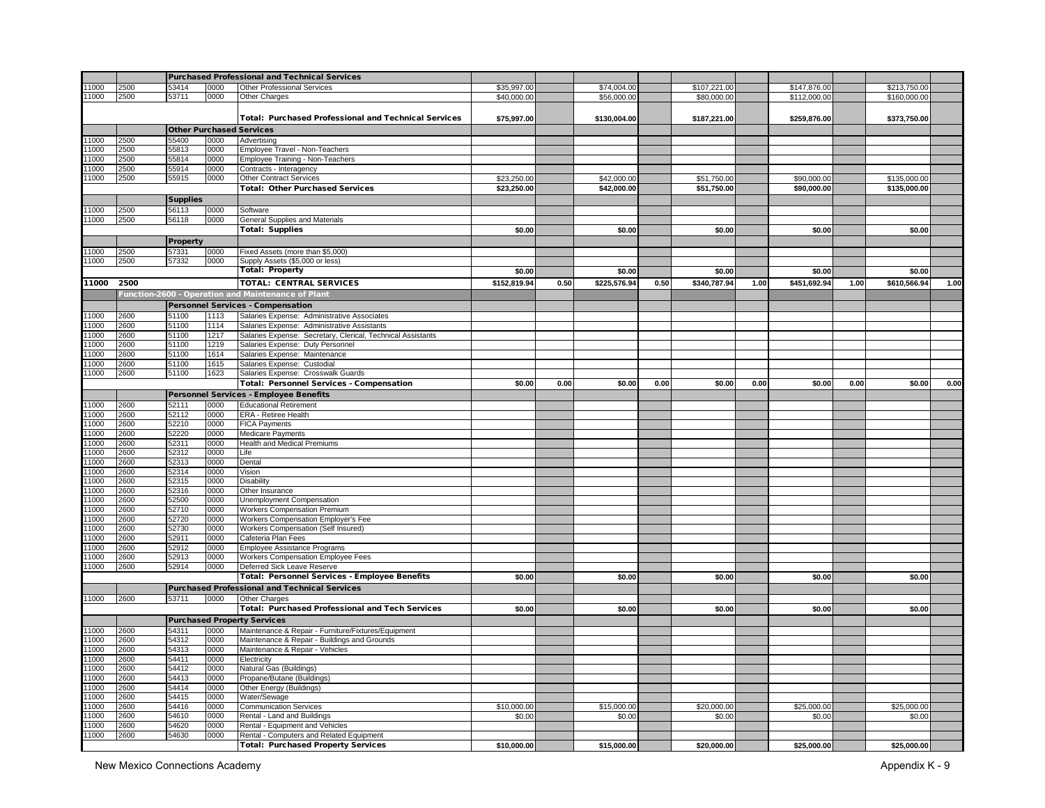| | | | | | | | | | | | | | | | |
|---|---|---|---|---|---|---|---|---|---|---|---|---|---|---|---|
| | | **Purchased Professional and Technical Services** | | | | | | | | | | | | | |
| 11000 | 2500 | 53414 | 0000 | Other Professional Services | $35,997.00 | | $74,004.00 | | $107,221.00 | | $147,876.00 | | $213,750.00 | |
| 11000 | 2500 | 53711 | 0000 | Other Charges | $40,000.00 | | $56,000.00 | | $80,000.00 | | $112,000.00 | | $160,000.00 | |
| | | | | **Total: Purchased Professional and Technical Services** | **$75,997.00** | | **$130,004.00** | | **$187,221.00** | | **$259,876.00** | | **$373,750.00** | |
| | | **Other Purchased Services** | | | | | | | | | | | | |
| 11000 | 2500 | 55400 | 0000 | Advertising | | | | | | | | | | |
| 11000 | 2500 | 55813 | 0000 | Employee Travel - Non-Teachers | | | | | | | | | | |
| 11000 | 2500 | 55814 | 0000 | Employee Training - Non-Teachers | | | | | | | | | | |
| 11000 | 2500 | 55914 | 0000 | Contracts - Interagency | | | | | | | | | | |
| 11000 | 2500 | 55915 | 0000 | Other Contract Services | $23,250.00 | | $42,000.00 | | $51,750.00 | | $90,000.00 | | $135,000.00 | |
| | | | | **Total: Other Purchased Services** | **$23,250.00** | | **$42,000.00** | | **$51,750.00** | | **$90,000.00** | | **$135,000.00** | |
| | | **Supplies** | | | | | | | | | | | | |
| 11000 | 2500 | 56113 | 0000 | Software | | | | | | | | | | |
| 11000 | 2500 | 56118 | 0000 | General Supplies and Materials | | | | | | | | | | |
| | | | | **Total: Supplies** | **$0.00** | | **$0.00** | | **$0.00** | | **$0.00** | | **$0.00** | |
| | | **Property** | | | | | | | | | | | | |
| 11000 | 2500 | 57331 | 0000 | Fixed Assets (more than $5,000) | | | | | | | | | | |
| 11000 | 2500 | 57332 | 0000 | Supply Assets ($5,000 or less) | | | | | | | | | | |
| | | | | **Total: Property** | **$0.00** | | **$0.00** | | **$0.00** | | **$0.00** | | **$0.00** | |
| **11000** | **2500** | | | **TOTAL: CENTRAL SERVICES** | **$152,819.94** | **0.50** | **$225,576.94** | **0.50** | **$340,787.94** | **1.00** | **$451,692.94** | **1.00** | **$610,566.94** | **1.00** |
| | **Function-2600 - Operation and Maintenance of Plant** | | | | | | | | | | | | | |
| | | **Personnel Services - Compensation** | | | | | | | | | | | | |
| 11000 | 2600 | 51100 | 1113 | Salaries Expense: Administrative Associates | | | | | | | | | | |
| 11000 | 2600 | 51100 | 1114 | Salaries Expense: Administrative Assistants | | | | | | | | | | |
| 11000 | 2600 | 51100 | 1217 | Salaries Expense: Secretary, Clerical, Technical Assistants | | | | | | | | | | |
| 11000 | 2600 | 51100 | 1219 | Salaries Expense: Duty Personnel | | | | | | | | | | |
| 11000 | 2600 | 51100 | 1614 | Salaries Expense: Maintenance | | | | | | | | | | |
| 11000 | 2600 | 51100 | 1615 | Salaries Expense: Custodial | | | | | | | | | | |
| 11000 | 2600 | 51100 | 1623 | Salaries Expense: Crosswalk Guards | | | | | | | | | | |
| | | | | **Total: Personnel Services - Compensation** | **$0.00** | **0.00** | **$0.00** | **0.00** | **$0.00** | **0.00** | **$0.00** | **0.00** | **$0.00** | **0.00** |
| | | **Personnel Services - Employee Benefits** | | | | | | | | | | | | |
| 11000 | 2600 | 52111 | 0000 | Educational Retirement | | | | | | | | | | |
| 11000 | 2600 | 52112 | 0000 | ERA - Retiree Health | | | | | | | | | | |
| 11000 | 2600 | 52210 | 0000 | FICA Payments | | | | | | | | | | |
| 11000 | 2600 | 52220 | 0000 | Medicare Payments | | | | | | | | | | |
| 11000 | 2600 | 52311 | 0000 | Health and Medical Premiums | | | | | | | | | | |
| 11000 | 2600 | 52312 | 0000 | Life | | | | | | | | | | |
| 11000 | 2600 | 52313 | 0000 | Dental | | | | | | | | | | |
| 11000 | 2600 | 52314 | 0000 | Vision | | | | | | | | | | |
| 11000 | 2600 | 52315 | 0000 | Disability | | | | | | | | | | |
| 11000 | 2600 | 52316 | 0000 | Other Insurance | | | | | | | | | | |
| 11000 | 2600 | 52500 | 0000 | Unemployment Compensation | | | | | | | | | | |
| 11000 | 2600 | 52710 | 0000 | Workers Compensation Premium | | | | | | | | | | |
| 11000 | 2600 | 52720 | 0000 | Workers Compensation Employer's Fee | | | | | | | | | | |
| 11000 | 2600 | 52730 | 0000 | Workers Compensation (Self Insured) | | | | | | | | | | |
| 11000 | 2600 | 52911 | 0000 | Cafeteria Plan Fees | | | | | | | | | | |
| 11000 | 2600 | 52912 | 0000 | Employee Assistance Programs | | | | | | | | | | |
| 11000 | 2600 | 52913 | 0000 | Workers Compensation Employee Fees | | | | | | | | | | |
| 11000 | 2600 | 52914 | 0000 | Deferred Sick Leave Reserve | | | | | | | | | | |
| | | | | **Total: Personnel Services - Employee Benefits** | **$0.00** | | **$0.00** | | **$0.00** | | **$0.00** | | **$0.00** | |
| | | **Purchased Professional and Technical Services** | | | | | | | | | | | | |
| 11000 | 2600 | 53711 | 0000 | Other Charges | | | | | | | | | | |
| | | | | **Total: Purchased Professional and Tech Services** | **$0.00** | | **$0.00** | | **$0.00** | | **$0.00** | | **$0.00** | |
| | | **Purchased Property Services** | | | | | | | | | | | | |
| 11000 | 2600 | 54311 | 0000 | Maintenance & Repair - Furniture/Fixtures/Equipment | | | | | | | | | | |
| 11000 | 2600 | 54312 | 0000 | Maintenance & Repair - Buildings and Grounds | | | | | | | | | | |
| 11000 | 2600 | 54313 | 0000 | Maintenance & Repair - Vehicles | | | | | | | | | | |
| 11000 | 2600 | 54411 | 0000 | Electricity | | | | | | | | | | |
| 11000 | 2600 | 54412 | 0000 | Natural Gas (Buildings) | | | | | | | | | | |
| 11000 | 2600 | 54413 | 0000 | Propane/Butane (Buildings) | | | | | | | | | | |
| 11000 | 2600 | 54414 | 0000 | Other Energy (Buildings) | | | | | | | | | | |
| 11000 | 2600 | 54415 | 0000 | Water/Sewage | | | | | | | | | | |
| 11000 | 2600 | 54416 | 0000 | Communication Services | $10,000.00 | | $15,000.00 | | $20,000.00 | | $25,000.00 | | $25,000.00 | |
| 11000 | 2600 | 54610 | 0000 | Rental - Land and Buildings | $0.00 | | $0.00 | | $0.00 | | $0.00 | | $0.00 | |
| 11000 | 2600 | 54620 | 0000 | Rental - Equipment and Vehicles | | | | | | | | | | |
| 11000 | 2600 | 54630 | 0000 | Rental - Computers and Related Equipment | | | | | | | | | | |
| | | | | **Total: Purchased Property Services** | **$10,000.00** | | **$15,000.00** | | **$20,000.00** | | **$25,000.00** | | **$25,000.00** | |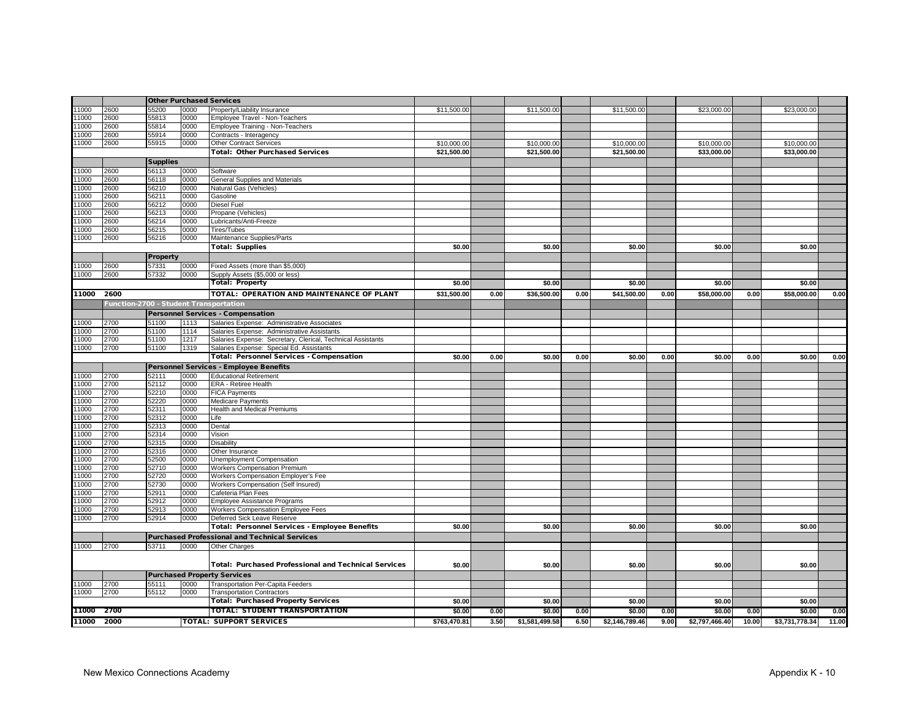| | | | | | | | | | | | | | | | |
|---|---|---|---|---|---|---|---|---|---|---|---|---|---|---|---|
| | | **Other Purchased Services** | | | | | | | | | | | | | |
| 11000 | 2600 | 55200 | 0000 | Property/Liability Insurance | $11,500.00 | | $11,500.00 | | $11,500.00 | | $23,000.00 | | $23,000.00 | |
| 11000 | 2600 | 55813 | 0000 | Employee Travel - Non-Teachers | | | | | | | | | | |
| 11000 | 2600 | 55814 | 0000 | Employee Training - Non-Teachers | | | | | | | | | | |
| 11000 | 2600 | 55914 | 0000 | Contracts - Interagency | | | | | | | | | | |
| 11000 | 2600 | 55915 | 0000 | Other Contract Services | $10,000.00 | | $10,000.00 | | $10,000.00 | | $10,000.00 | | $10,000.00 | |
| | | | | **Total: Other Purchased Services** | **$21,500.00** | | **$21,500.00** | | **$21,500.00** | | **$33,000.00** | | **$33,000.00** | |
| | | **Supplies** | | | | | | | | | | | | |
| 11000 | 2600 | 56113 | 0000 | Software | | | | | | | | | | |
| 11000 | 2600 | 56118 | 0000 | General Supplies and Materials | | | | | | | | | | |
| 11000 | 2600 | 56210 | 0000 | Natural Gas (Vehicles) | | | | | | | | | | |
| 11000 | 2600 | 56211 | 0000 | Gasoline | | | | | | | | | | |
| 11000 | 2600 | 56212 | 0000 | Diesel Fuel | | | | | | | | | | |
| 11000 | 2600 | 56213 | 0000 | Propane (Vehicles) | | | | | | | | | | |
| 11000 | 2600 | 56214 | 0000 | Lubricants/Anti-Freeze | | | | | | | | | | |
| 11000 | 2600 | 56215 | 0000 | Tires/Tubes | | | | | | | | | | |
| 11000 | 2600 | 56216 | 0000 | Maintenance Supplies/Parts | | | | | | | | | | |
| | | | | **Total: Supplies** | **$0.00** | | **$0.00** | | **$0.00** | | **$0.00** | | **$0.00** | |
| | | **Property** | | | | | | | | | | | | |
| 11000 | 2600 | 57331 | 0000 | Fixed Assets (more than $5,000) | | | | | | | | | | |
| 11000 | 2600 | 57332 | 0000 | Supply Assets ($5,000 or less) | | | | | | | | | | |
| | | | | **Total: Property** | **$0.00** | | **$0.00** | | **$0.00** | | **$0.00** | | **$0.00** | |
| **11000** | **2600** | | | **TOTAL: OPERATION AND MAINTENANCE OF PLANT** | **$31,500.00** | **0.00** | **$36,500.00** | **0.00** | **$41,500.00** | **0.00** | **$58,000.00** | **0.00** | **$58,000.00** | **0.00** |
| | **Function-2700 - Student Transportation** | | | | | | | | | | | | | |
| | | **Personnel Services - Compensation** | | | | | | | | | | | | |
| 11000 | 2700 | 51100 | 1113 | Salaries Expense: Administrative Associates | | | | | | | | | | |
| 11000 | 2700 | 51100 | 1114 | Salaries Expense: Administrative Assistants | | | | | | | | | | |
| 11000 | 2700 | 51100 | 1217 | Salaries Expense: Secretary, Clerical, Technical Assistants | | | | | | | | | | |
| 11000 | 2700 | 51100 | 1319 | Salaries Expense: Special Ed. Assistants | | | | | | | | | | |
| | | | | **Total: Personnel Services - Compensation** | **$0.00** | **0.00** | **$0.00** | **0.00** | **$0.00** | **0.00** | **$0.00** | **0.00** | **$0.00** | **0.00** |
| | | **Personnel Services - Employee Benefits** | | | | | | | | | | | | |
| 11000 | 2700 | 52111 | 0000 | Educational Retirement | | | | | | | | | | |
| 11000 | 2700 | 52112 | 0000 | ERA - Retiree Health | | | | | | | | | | |
| 11000 | 2700 | 52210 | 0000 | FICA Payments | | | | | | | | | | |
| 11000 | 2700 | 52220 | 0000 | Medicare Payments | | | | | | | | | | |
| 11000 | 2700 | 52311 | 0000 | Health and Medical Premiums | | | | | | | | | | |
| 11000 | 2700 | 52312 | 0000 | Life | | | | | | | | | | |
| 11000 | 2700 | 52313 | 0000 | Dental | | | | | | | | | | |
| 11000 | 2700 | 52314 | 0000 | Vision | | | | | | | | | | |
| 11000 | 2700 | 52315 | 0000 | Disability | | | | | | | | | | |
| 11000 | 2700 | 52316 | 0000 | Other Insurance | | | | | | | | | | |
| 11000 | 2700 | 52500 | 0000 | Unemployment Compensation | | | | | | | | | | |
| 11000 | 2700 | 52710 | 0000 | Workers Compensation Premium | | | | | | | | | | |
| 11000 | 2700 | 52720 | 0000 | Workers Compensation Employer's Fee | | | | | | | | | | |
| 11000 | 2700 | 52730 | 0000 | Workers Compensation (Self Insured) | | | | | | | | | | |
| 11000 | 2700 | 52911 | 0000 | Cafeteria Plan Fees | | | | | | | | | | |
| 11000 | 2700 | 52912 | 0000 | Employee Assistance Programs | | | | | | | | | | |
| 11000 | 2700 | 52913 | 0000 | Workers Compensation Employee Fees | | | | | | | | | | |
| 11000 | 2700 | 52914 | 0000 | Deferred Sick Leave Reserve | | | | | | | | | | |
| | | | | **Total: Personnel Services - Employee Benefits** | **$0.00** | | **$0.00** | | **$0.00** | | **$0.00** | | **$0.00** | |
| | | **Purchased Professional and Technical Services** | | | | | | | | | | | | |
| 11000 | 2700 | 53711 | 0000 | Other Charges | | | | | | | | | | |
| | | | | **Total: Purchased Professional and Technical Services** | **$0.00** | | **$0.00** | | **$0.00** | | **$0.00** | | **$0.00** | |
| | | **Purchased Property Services** | | | | | | | | | | | | |
| 11000 | 2700 | 55111 | 0000 | Transportation Per-Capita Feeders | | | | | | | | | | |
| 11000 | 2700 | 55112 | 0000 | Transportation Contractors | | | | | | | | | | |
| | | | | **Total: Purchased Property Services** | **$0.00** | | **$0.00** | | **$0.00** | | **$0.00** | | **$0.00** | |
| **11000** | **2700** | | | **TOTAL: STUDENT TRANSPORTATION** | **$0.00** | **0.00** | **$0.00** | **0.00** | **$0.00** | **0.00** | **$0.00** | **0.00** | **$0.00** | **0.00** |
| **11000** | **2000** | | | **TOTAL: SUPPORT SERVICES** | **$763,470.81** | **3.50** | **$1,581,499.58** | **6.50** | **$2,146,789.46** | **9.00** | **$2,797,466.40** | **10.00** | **$3,731,778.34** | **11.00** |

New Mexico Connections Academy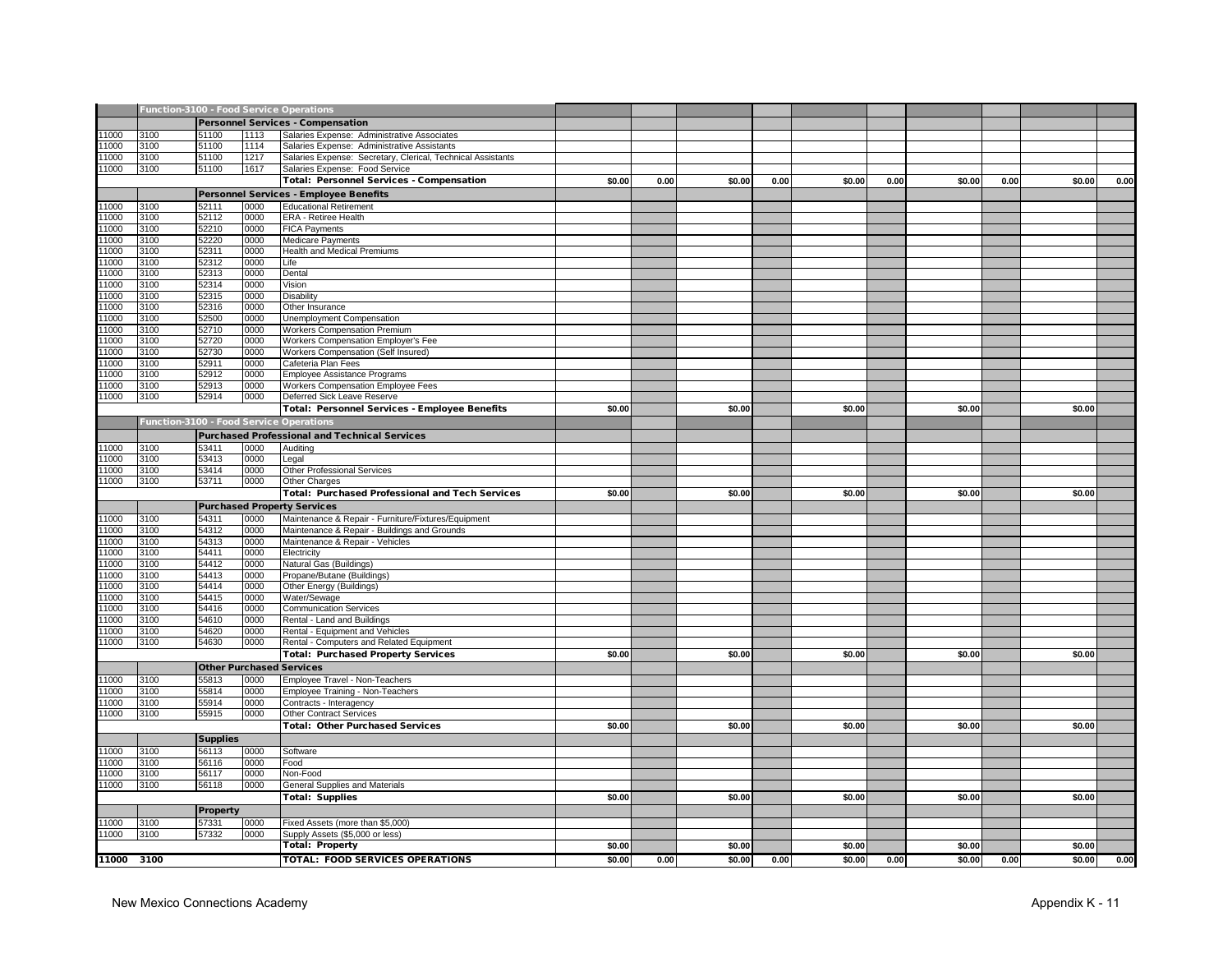| | | | | | | | | | | | | | | |
|---|---|---|---|---|---|---|---|---|---|---|---|---|---|---|
| | Function-3100 - Food Service Operations | | | | | | | | | | | | | |
| | | Personnel Services - Compensation | | | | | | | | | | | | |
| 11000 | 3100 | 51100 | 1113 | Salaries Expense: Administrative Associates | | | | | | | | | | |
| 11000 | 3100 | 51100 | 1114 | Salaries Expense: Administrative Assistants | | | | | | | | | | |
| 11000 | 3100 | 51100 | 1217 | Salaries Expense: Secretary, Clerical, Technical Assistants | | | | | | | | | | |
| 11000 | 3100 | 51100 | 1617 | Salaries Expense: Food Service | | | | | | | | | | |
| | | | | Total: Personnel Services - Compensation | $0.00 | 0.00 | $0.00 | 0.00 | $0.00 | 0.00 | $0.00 | 0.00 | $0.00 | 0.00 |
| | | Personnel Services - Employee Benefits | | | | | | | | | | | | |
| 11000 | 3100 | 52111 | 0000 | Educational Retirement | | | | | | | | | | |
| 11000 | 3100 | 52112 | 0000 | ERA - Retiree Health | | | | | | | | | | |
| 11000 | 3100 | 52210 | 0000 | FICA Payments | | | | | | | | | | |
| 11000 | 3100 | 52220 | 0000 | Medicare Payments | | | | | | | | | | |
| 11000 | 3100 | 52311 | 0000 | Health and Medical Premiums | | | | | | | | | | |
| 11000 | 3100 | 52312 | 0000 | Life | | | | | | | | | | |
| 11000 | 3100 | 52313 | 0000 | Dental | | | | | | | | | | |
| 11000 | 3100 | 52314 | 0000 | Vision | | | | | | | | | | |
| 11000 | 3100 | 52315 | 0000 | Disability | | | | | | | | | | |
| 11000 | 3100 | 52316 | 0000 | Other Insurance | | | | | | | | | | |
| 11000 | 3100 | 52500 | 0000 | Unemployment Compensation | | | | | | | | | | |
| 11000 | 3100 | 52710 | 0000 | Workers Compensation Premium | | | | | | | | | | |
| 11000 | 3100 | 52720 | 0000 | Workers Compensation Employer's Fee | | | | | | | | | | |
| 11000 | 3100 | 52730 | 0000 | Workers Compensation (Self Insured) | | | | | | | | | | |
| 11000 | 3100 | 52911 | 0000 | Cafeteria Plan Fees | | | | | | | | | | |
| 11000 | 3100 | 52912 | 0000 | Employee Assistance Programs | | | | | | | | | | |
| 11000 | 3100 | 52913 | 0000 | Workers Compensation Employee Fees | | | | | | | | | | |
| 11000 | 3100 | 52914 | 0000 | Deferred Sick Leave Reserve | | | | | | | | | | |
| | | | | Total: Personnel Services - Employee Benefits | $0.00 | | $0.00 | | $0.00 | | $0.00 | | $0.00 | |
| | Function-3100 - Food Service Operations | | | | | | | | | | | | | |
| | | Purchased Professional and Technical Services | | | | | | | | | | | | |
| 11000 | 3100 | 53411 | 0000 | Auditing | | | | | | | | | | |
| 11000 | 3100 | 53413 | 0000 | Legal | | | | | | | | | | |
| 11000 | 3100 | 53414 | 0000 | Other Professional Services | | | | | | | | | | |
| 11000 | 3100 | 53711 | 0000 | Other Charges | | | | | | | | | | |
| | | | | Total: Purchased Professional and Tech Services | $0.00 | | $0.00 | | $0.00 | | $0.00 | | $0.00 | |
| | | Purchased Property Services | | | | | | | | | | | | |
| 11000 | 3100 | 54311 | 0000 | Maintenance & Repair - Furniture/Fixtures/Equipment | | | | | | | | | | |
| 11000 | 3100 | 54312 | 0000 | Maintenance & Repair - Buildings and Grounds | | | | | | | | | | |
| 11000 | 3100 | 54313 | 0000 | Maintenance & Repair - Vehicles | | | | | | | | | | |
| 11000 | 3100 | 54411 | 0000 | Electricity | | | | | | | | | | |
| 11000 | 3100 | 54412 | 0000 | Natural Gas (Buildings) | | | | | | | | | | |
| 11000 | 3100 | 54413 | 0000 | Propane/Butane (Buildings) | | | | | | | | | | |
| 11000 | 3100 | 54414 | 0000 | Other Energy (Buildings) | | | | | | | | | | |
| 11000 | 3100 | 54415 | 0000 | Water/Sewage | | | | | | | | | | |
| 11000 | 3100 | 54416 | 0000 | Communication Services | | | | | | | | | | |
| 11000 | 3100 | 54610 | 0000 | Rental - Land and Buildings | | | | | | | | | | |
| 11000 | 3100 | 54620 | 0000 | Rental - Equipment and Vehicles | | | | | | | | | | |
| 11000 | 3100 | 54630 | 0000 | Rental - Computers and Related Equipment | | | | | | | | | | |
| | | | | Total: Purchased Property Services | $0.00 | | $0.00 | | $0.00 | | $0.00 | | $0.00 | |
| | | Other Purchased Services | | | | | | | | | | | | |
| 11000 | 3100 | 55813 | 0000 | Employee Travel - Non-Teachers | | | | | | | | | | |
| 11000 | 3100 | 55814 | 0000 | Employee Training - Non-Teachers | | | | | | | | | | |
| 11000 | 3100 | 55914 | 0000 | Contracts - Interagency | | | | | | | | | | |
| 11000 | 3100 | 55915 | 0000 | Other Contract Services | | | | | | | | | | |
| | | | | Total: Other Purchased Services | $0.00 | | $0.00 | | $0.00 | | $0.00 | | $0.00 | |
| | | Supplies | | | | | | | | | | | | |
| 11000 | 3100 | 56113 | 0000 | Software | | | | | | | | | | |
| 11000 | 3100 | 56116 | 0000 | Food | | | | | | | | | | |
| 11000 | 3100 | 56117 | 0000 | Non-Food | | | | | | | | | | |
| 11000 | 3100 | 56118 | 0000 | General Supplies and Materials | | | | | | | | | | |
| | | | | Total: Supplies | $0.00 | | $0.00 | | $0.00 | | $0.00 | | $0.00 | |
| | | Property | | | | | | | | | | | | |
| 11000 | 3100 | 57331 | 0000 | Fixed Assets (more than $5,000) | | | | | | | | | | |
| 11000 | 3100 | 57332 | 0000 | Supply Assets ($5,000 or less) | | | | | | | | | | |
| | | | | Total: Property | $0.00 | | $0.00 | | $0.00 | | $0.00 | | $0.00 | |
| 11000 | 3100 | | | TOTAL: FOOD SERVICES OPERATIONS | $0.00 | 0.00 | $0.00 | 0.00 | $0.00 | 0.00 | $0.00 | 0.00 | $0.00 | 0.00 |

New Mexico Connections Academy

Appendix K - 11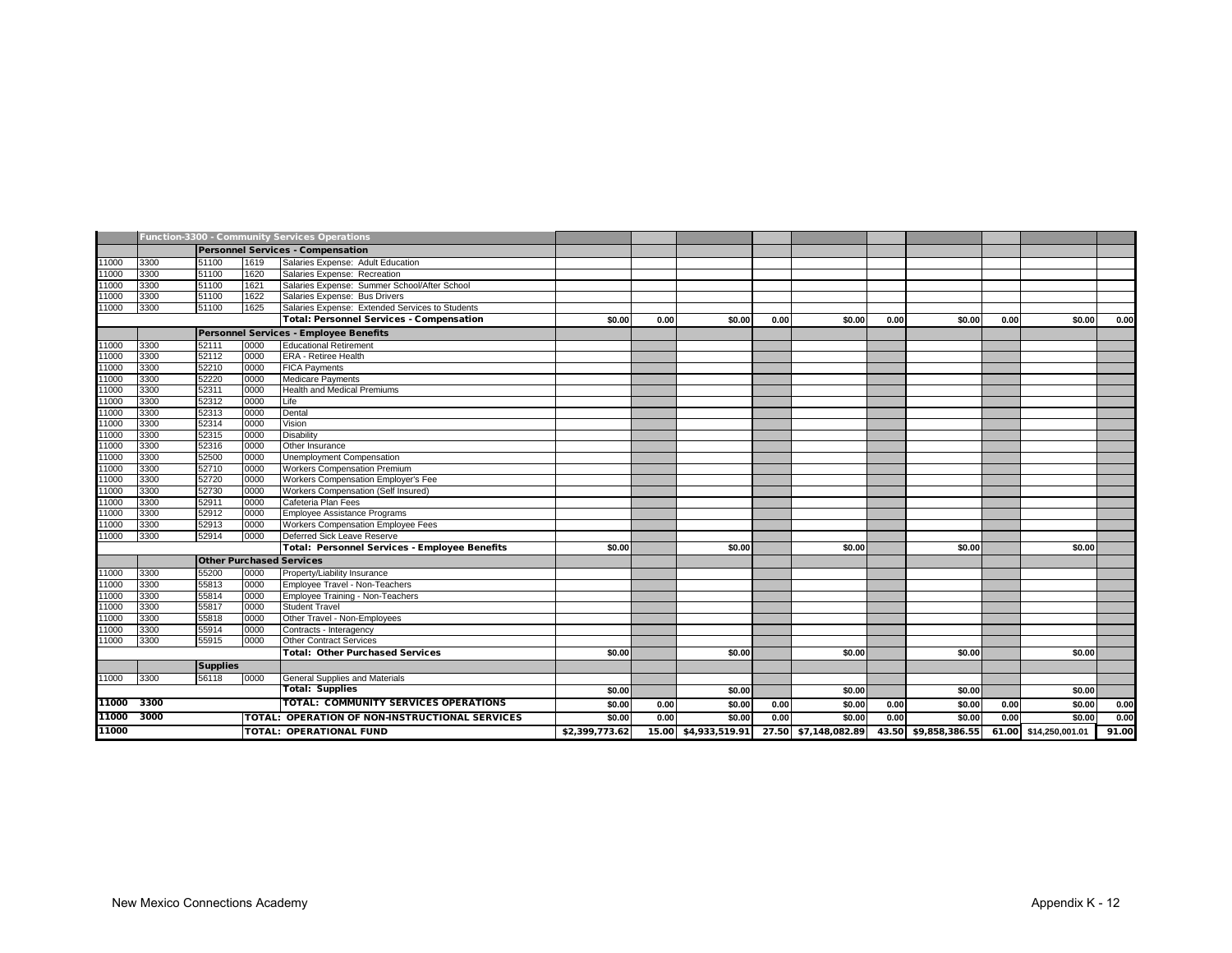| | | | | | | | | | | | | | | |
|---|---|---|---|---|---|---|---|---|---|---|---|---|---|---|
| | Function-3300 - Community Services Operations | | | | | | | | | | | | | |
| | | Personnel Services - Compensation | | | | | | | | | | | | |
| 11000 | 3300 | 51100 | 1619 | Salaries Expense: Adult Education | | | | | | | | | | |
| 11000 | 3300 | 51100 | 1620 | Salaries Expense: Recreation | | | | | | | | | | |
| 11000 | 3300 | 51100 | 1621 | Salaries Expense: Summer School/After School | | | | | | | | | | |
| 11000 | 3300 | 51100 | 1622 | Salaries Expense: Bus Drivers | | | | | | | | | | |
| 11000 | 3300 | 51100 | 1625 | Salaries Expense: Extended Services to Students | | | | | | | | | | |
| | | | | Total: Personnel Services - Compensation | $0.00 | 0.00 | $0.00 | 0.00 | $0.00 | 0.00 | $0.00 | 0.00 | $0.00 | 0.00 |
| | | Personnel Services - Employee Benefits | | | | | | | | | | | | |
| 11000 | 3300 | 52111 | 0000 | Educational Retirement | | | | | | | | | | |
| 11000 | 3300 | 52112 | 0000 | ERA - Retiree Health | | | | | | | | | | |
| 11000 | 3300 | 52210 | 0000 | FICA Payments | | | | | | | | | | |
| 11000 | 3300 | 52220 | 0000 | Medicare Payments | | | | | | | | | | |
| 11000 | 3300 | 52311 | 0000 | Health and Medical Premiums | | | | | | | | | | |
| 11000 | 3300 | 52312 | 0000 | Life | | | | | | | | | | |
| 11000 | 3300 | 52313 | 0000 | Dental | | | | | | | | | | |
| 11000 | 3300 | 52314 | 0000 | Vision | | | | | | | | | | |
| 11000 | 3300 | 52315 | 0000 | Disability | | | | | | | | | | |
| 11000 | 3300 | 52316 | 0000 | Other Insurance | | | | | | | | | | |
| 11000 | 3300 | 52500 | 0000 | Unemployment Compensation | | | | | | | | | | |
| 11000 | 3300 | 52710 | 0000 | Workers Compensation Premium | | | | | | | | | | |
| 11000 | 3300 | 52720 | 0000 | Workers Compensation Employer's Fee | | | | | | | | | | |
| 11000 | 3300 | 52730 | 0000 | Workers Compensation (Self Insured) | | | | | | | | | | |
| 11000 | 3300 | 52911 | 0000 | Cafeteria Plan Fees | | | | | | | | | | |
| 11000 | 3300 | 52912 | 0000 | Employee Assistance Programs | | | | | | | | | | |
| 11000 | 3300 | 52913 | 0000 | Workers Compensation Employee Fees | | | | | | | | | | |
| 11000 | 3300 | 52914 | 0000 | Deferred Sick Leave Reserve | | | | | | | | | | |
| | | | | Total: Personnel Services - Employee Benefits | $0.00 | | $0.00 | | $0.00 | | $0.00 | | $0.00 | |
| | | Other Purchased Services | | | | | | | | | | | | |
| 11000 | 3300 | 55200 | 0000 | Property/Liability Insurance | | | | | | | | | | |
| 11000 | 3300 | 55813 | 0000 | Employee Travel - Non-Teachers | | | | | | | | | | |
| 11000 | 3300 | 55814 | 0000 | Employee Training - Non-Teachers | | | | | | | | | | |
| 11000 | 3300 | 55817 | 0000 | Student Travel | | | | | | | | | | |
| 11000 | 3300 | 55818 | 0000 | Other Travel - Non-Employees | | | | | | | | | | |
| 11000 | 3300 | 55914 | 0000 | Contracts - Interagency | | | | | | | | | | |
| 11000 | 3300 | 55915 | 0000 | Other Contract Services | | | | | | | | | | |
| | | | | Total: Other Purchased Services | $0.00 | | $0.00 | | $0.00 | | $0.00 | | $0.00 | |
| | | Supplies | | | | | | | | | | | | |
| 11000 | 3300 | 56118 | 0000 | General Supplies and Materials | | | | | | | | | | |
| | | | | Total: Supplies | $0.00 | | $0.00 | | $0.00 | | $0.00 | | $0.00 | |
| 11000 | 3300 | | | TOTAL: COMMUNITY SERVICES OPERATIONS | $0.00 | 0.00 | $0.00 | 0.00 | $0.00 | 0.00 | $0.00 | 0.00 | $0.00 | 0.00 |
| 11000 | 3000 | | | TOTAL: OPERATION OF NON-INSTRUCTIONAL SERVICES | $0.00 | 0.00 | $0.00 | 0.00 | $0.00 | 0.00 | $0.00 | 0.00 | $0.00 | 0.00 |
| 11000 | | | | TOTAL: OPERATIONAL FUND | $2,399,773.62 | 15.00 | $4,933,519.91 | 27.50 | $7,148,082.89 | 43.50 | $9,858,386.55 | 61.00 | $14,250,001.01 | 91.00 |

New Mexico Connections Academy

Appendix K - 12